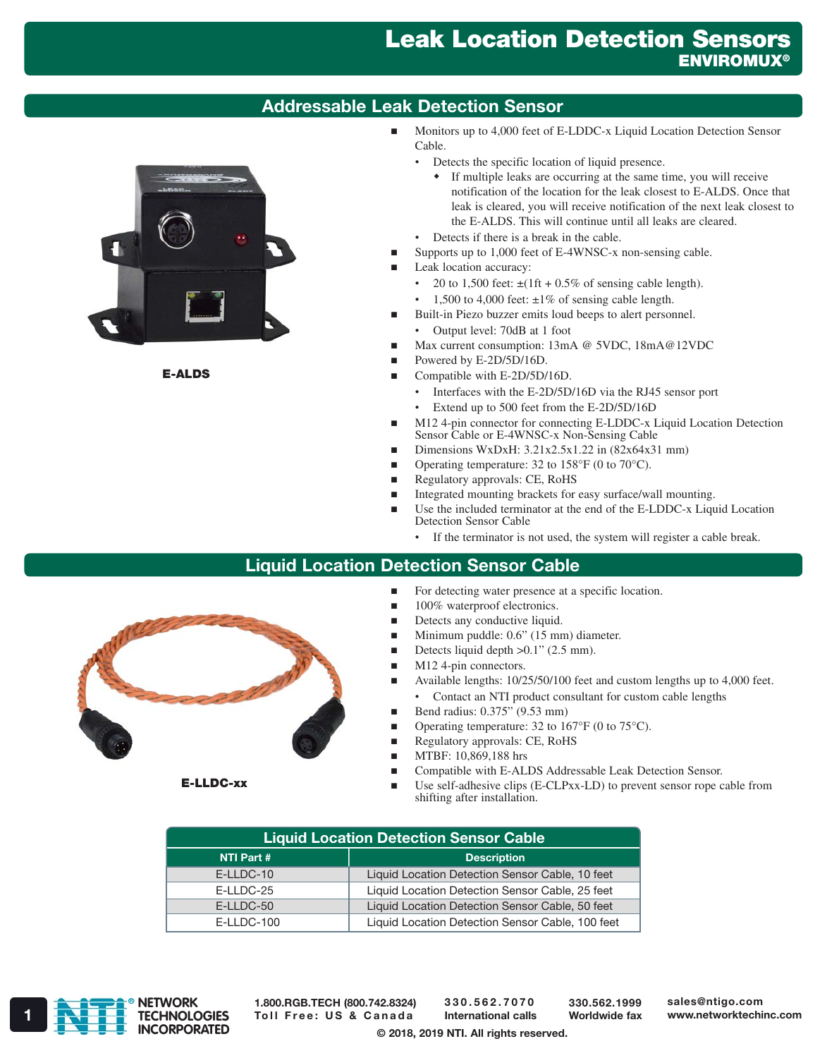# Leak Location Detection Sensors

## ENVIROMUX®

## Addressable Leak Detection Sensor

**E-ALDS**

- Monitors up to 4,000 feet of E-LDDC-x Liquid Location Detection Sensor Cable.
  - Detects the specific location of liquid presence.
    - If multiple leaks are occurring at the same time, you will receive notification of the location for the leak closest to E-ALDS. Once that leak is cleared, you will receive notification of the next leak closest to the E-ALDS. This will continue until all leaks are cleared.
  - Detects if there is a break in the cable.
- Supports up to 1,000 feet of E-4WNSC-x non-sensing cable.
- Leak location accuracy:
  - 20 to 1,500 feet: ±(1ft + 0.5% of sensing cable length).
  - 1,500 to 4,000 feet: ±1% of sensing cable length.
- Built-in Piezo buzzer emits loud beeps to alert personnel.
  - Output level: 70dB at 1 foot
- Max current consumption: 13mA @ 5VDC, 18mA@12VDC
- Powered by E-2D/5D/16D.
- Compatible with E-2D/5D/16D.
  - Interfaces with the E-2D/5D/16D via the RJ45 sensor port
  - Extend up to 500 feet from the E-2D/5D/16D
- M12 4-pin connector for connecting E-LDDC-x Liquid Location Detection Sensor Cable or E-4WNSC-x Non-Sensing Cable
- Dimensions WxDxH: 3.21x2.5x1.22 in (82x64x31 mm)
- Operating temperature: 32 to 158°F (0 to 70°C).
- Regulatory approvals: CE, RoHS
- Integrated mounting brackets for easy surface/wall mounting.
- Use the included terminator at the end of the E-LDDC-x Liquid Location Detection Sensor Cable
  - If the terminator is not used, the system will register a cable break.

## Liquid Location Detection Sensor Cable

**E-LLDC-xx**

- For detecting water presence at a specific location.
- 100% waterproof electronics.
- Detects any conductive liquid.
- Minimum puddle: 0.6" (15 mm) diameter.
- Detects liquid depth >0.1" (2.5 mm).
- M12 4-pin connectors.
- Available lengths: 10/25/50/100 feet and custom lengths up to 4,000 feet.
  - Contact an NTI product consultant for custom cable lengths
- Bend radius: 0.375" (9.53 mm)
- Operating temperature: 32 to 167°F (0 to 75°C).
- Regulatory approvals: CE, RoHS
- MTBF: 10,869,188 hrs
- Compatible with E-ALDS Addressable Leak Detection Sensor.
- Use self-adhesive clips (E-CLPxx-LD) to prevent sensor rope cable from shifting after installation.

**Liquid Location Detection Sensor Cable**

| NTI Part # | Description |
|---|---|
| E-LLDC-10 | Liquid Location Detection Sensor Cable, 10 feet |
| E-LLDC-25 | Liquid Location Detection Sensor Cable, 25 feet |
| E-LLDC-50 | Liquid Location Detection Sensor Cable, 50 feet |
| E-LLDC-100 | Liquid Location Detection Sensor Cable, 100 feet |

NETWORK TECHNOLOGIES INCORPORATED

1.800.RGB.TECH (800.742.8324) Toll Free: US & Canada | 330.562.7070 International calls | 330.562.1999 Worldwide fax | sales@ntigo.com www.networktechinc.com

© 2018, 2019 NTI. All rights reserved.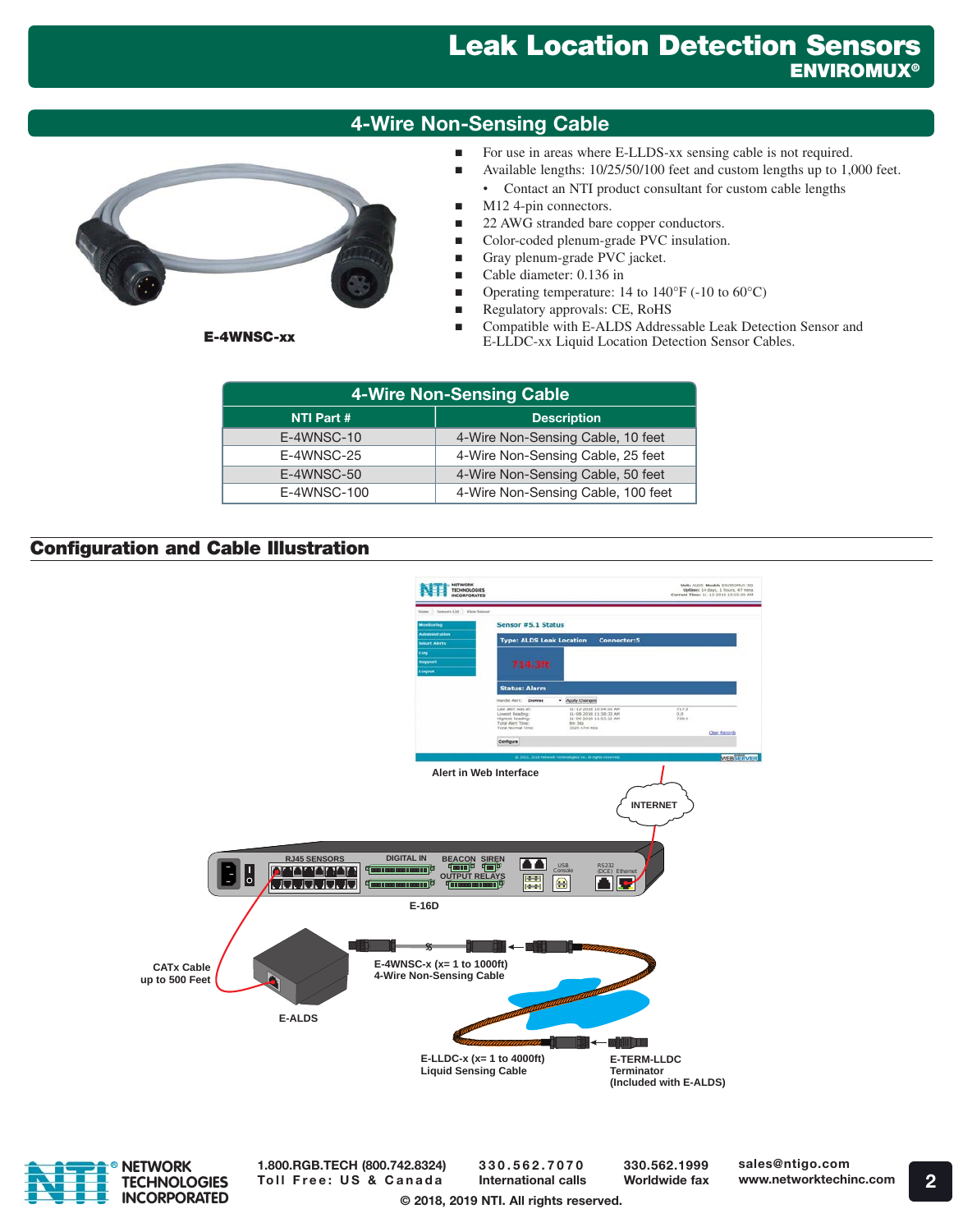# Leak Location Detection Sensors

**ENVIROMUX®**

## 4-Wire Non-Sensing Cable

**E-4WNSC-xx**

- For use in areas where E-LLDS-xx sensing cable is not required.
- Available lengths: 10/25/50/100 feet and custom lengths up to 1,000 feet.
  - Contact an NTI product consultant for custom cable lengths
- M12 4-pin connectors.
- 22 AWG stranded bare copper conductors.
- Color-coded plenum-grade PVC insulation.
- Gray plenum-grade PVC jacket.
- Cable diameter: 0.136 in
- Operating temperature: 14 to 140°F (-10 to 60°C)
- Regulatory approvals: CE, RoHS
- Compatible with E-ALDS Addressable Leak Detection Sensor and E-LLDC-xx Liquid Location Detection Sensor Cables.

**4-Wire Non-Sensing Cable**

| NTI Part # | Description |
|---|---|
| E-4WNSC-10 | 4-Wire Non-Sensing Cable, 10 feet |
| E-4WNSC-25 | 4-Wire Non-Sensing Cable, 25 feet |
| E-4WNSC-50 | 4-Wire Non-Sensing Cable, 50 feet |
| E-4WNSC-100 | 4-Wire Non-Sensing Cable, 100 feet |

## Configuration and Cable Illustration

Alert in Web Interface

INTERNET

RJ45 SENSORS
DIGITAL IN
BEACON SIREN
OUTPUT RELAYS
USB Console
RS232 (DCE) Ethernet

E-16D

CATx Cable up to 500 Feet

E-ALDS

E-4WNSC-x (x= 1 to 1000ft)
4-Wire Non-Sensing Cable

E-LLDC-x (x= 1 to 4000ft)
Liquid Sensing Cable

E-TERM-LLDC
Terminator
(Included with E-ALDS)

NETWORK TECHNOLOGIES INCORPORATED

1.800.RGB.TECH (800.742.8324) Toll Free: US & Canada | 330.562.7070 International calls | 330.562.1999 Worldwide fax | sales@ntigo.com www.networktechinc.com

© 2018, 2019 NTI. All rights reserved.